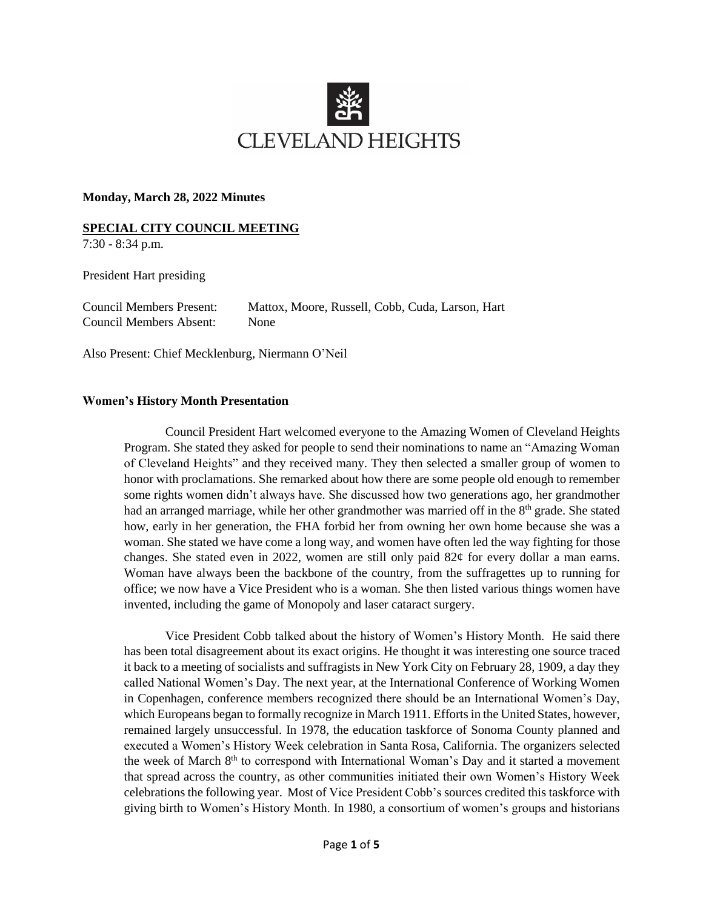# CLEVELAND HEIGHTS

**Monday, March 28, 2022 Minutes**

**SPECIAL CITY COUNCIL MEETING**

7:30 - 8:34 p.m.

President Hart presiding

Council Members Present: Mattox, Moore, Russell, Cobb, Cuda, Larson, Hart
Council Members Absent: None

Also Present: Chief Mecklenburg, Niermann O'Neil

**Women's History Month Presentation**

Council President Hart welcomed everyone to the Amazing Women of Cleveland Heights Program. She stated they asked for people to send their nominations to name an "Amazing Woman of Cleveland Heights" and they received many. They then selected a smaller group of women to honor with proclamations. She remarked about how there are some people old enough to remember some rights women didn't always have. She discussed how two generations ago, her grandmother had an arranged marriage, while her other grandmother was married off in the 8th grade. She stated how, early in her generation, the FHA forbid her from owning her own home because she was a woman. She stated we have come a long way, and women have often led the way fighting for those changes. She stated even in 2022, women are still only paid 82¢ for every dollar a man earns. Woman have always been the backbone of the country, from the suffragettes up to running for office; we now have a Vice President who is a woman. She then listed various things women have invented, including the game of Monopoly and laser cataract surgery.

Vice President Cobb talked about the history of Women's History Month. He said there has been total disagreement about its exact origins. He thought it was interesting one source traced it back to a meeting of socialists and suffragists in New York City on February 28, 1909, a day they called National Women's Day. The next year, at the International Conference of Working Women in Copenhagen, conference members recognized there should be an International Women's Day, which Europeans began to formally recognize in March 1911. Efforts in the United States, however, remained largely unsuccessful. In 1978, the education taskforce of Sonoma County planned and executed a Women's History Week celebration in Santa Rosa, California. The organizers selected the week of March 8th to correspond with International Woman's Day and it started a movement that spread across the country, as other communities initiated their own Women's History Week celebrations the following year. Most of Vice President Cobb's sources credited this taskforce with giving birth to Women's History Month. In 1980, a consortium of women's groups and historians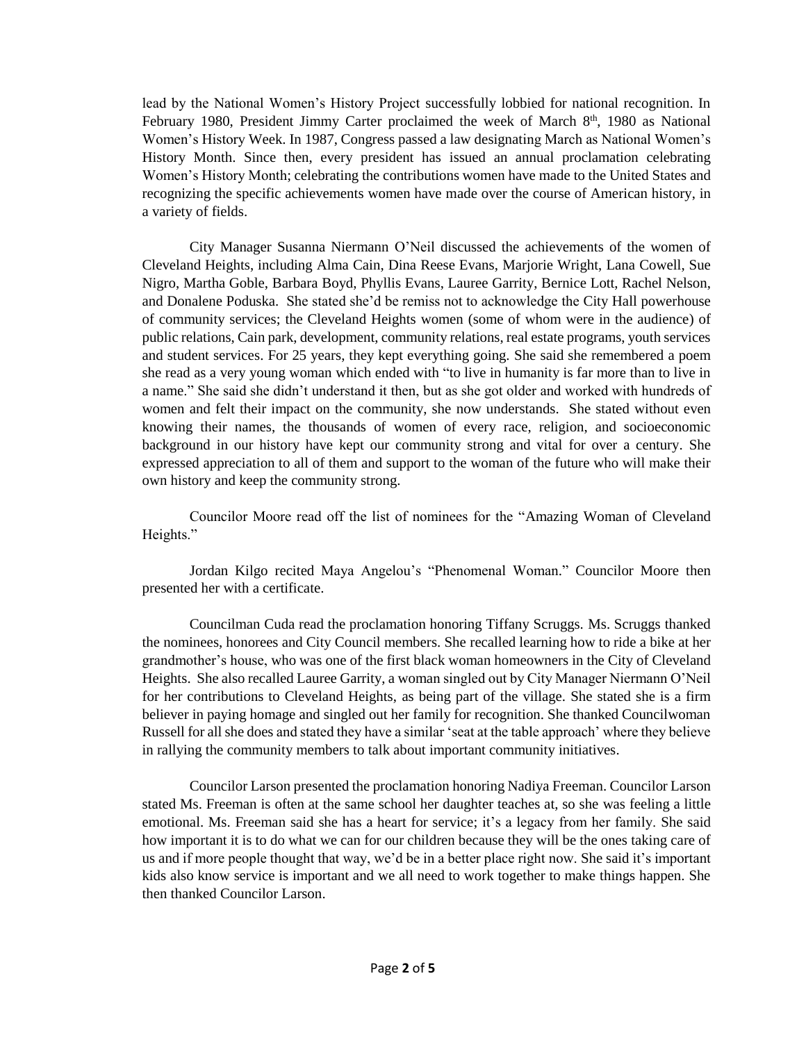lead by the National Women's History Project successfully lobbied for national recognition. In February 1980, President Jimmy Carter proclaimed the week of March 8th, 1980 as National Women's History Week. In 1987, Congress passed a law designating March as National Women's History Month. Since then, every president has issued an annual proclamation celebrating Women's History Month; celebrating the contributions women have made to the United States and recognizing the specific achievements women have made over the course of American history, in a variety of fields.

City Manager Susanna Niermann O'Neil discussed the achievements of the women of Cleveland Heights, including Alma Cain, Dina Reese Evans, Marjorie Wright, Lana Cowell, Sue Nigro, Martha Goble, Barbara Boyd, Phyllis Evans, Lauree Garrity, Bernice Lott, Rachel Nelson, and Donalene Poduska. She stated she'd be remiss not to acknowledge the City Hall powerhouse of community services; the Cleveland Heights women (some of whom were in the audience) of public relations, Cain park, development, community relations, real estate programs, youth services and student services. For 25 years, they kept everything going. She said she remembered a poem she read as a very young woman which ended with "to live in humanity is far more than to live in a name." She said she didn't understand it then, but as she got older and worked with hundreds of women and felt their impact on the community, she now understands. She stated without even knowing their names, the thousands of women of every race, religion, and socioeconomic background in our history have kept our community strong and vital for over a century. She expressed appreciation to all of them and support to the woman of the future who will make their own history and keep the community strong.

Councilor Moore read off the list of nominees for the "Amazing Woman of Cleveland Heights."

Jordan Kilgo recited Maya Angelou's "Phenomenal Woman." Councilor Moore then presented her with a certificate.

Councilman Cuda read the proclamation honoring Tiffany Scruggs. Ms. Scruggs thanked the nominees, honorees and City Council members. She recalled learning how to ride a bike at her grandmother's house, who was one of the first black woman homeowners in the City of Cleveland Heights. She also recalled Lauree Garrity, a woman singled out by City Manager Niermann O'Neil for her contributions to Cleveland Heights, as being part of the village. She stated she is a firm believer in paying homage and singled out her family for recognition. She thanked Councilwoman Russell for all she does and stated they have a similar 'seat at the table approach' where they believe in rallying the community members to talk about important community initiatives.

Councilor Larson presented the proclamation honoring Nadiya Freeman. Councilor Larson stated Ms. Freeman is often at the same school her daughter teaches at, so she was feeling a little emotional. Ms. Freeman said she has a heart for service; it's a legacy from her family. She said how important it is to do what we can for our children because they will be the ones taking care of us and if more people thought that way, we'd be in a better place right now. She said it's important kids also know service is important and we all need to work together to make things happen. She then thanked Councilor Larson.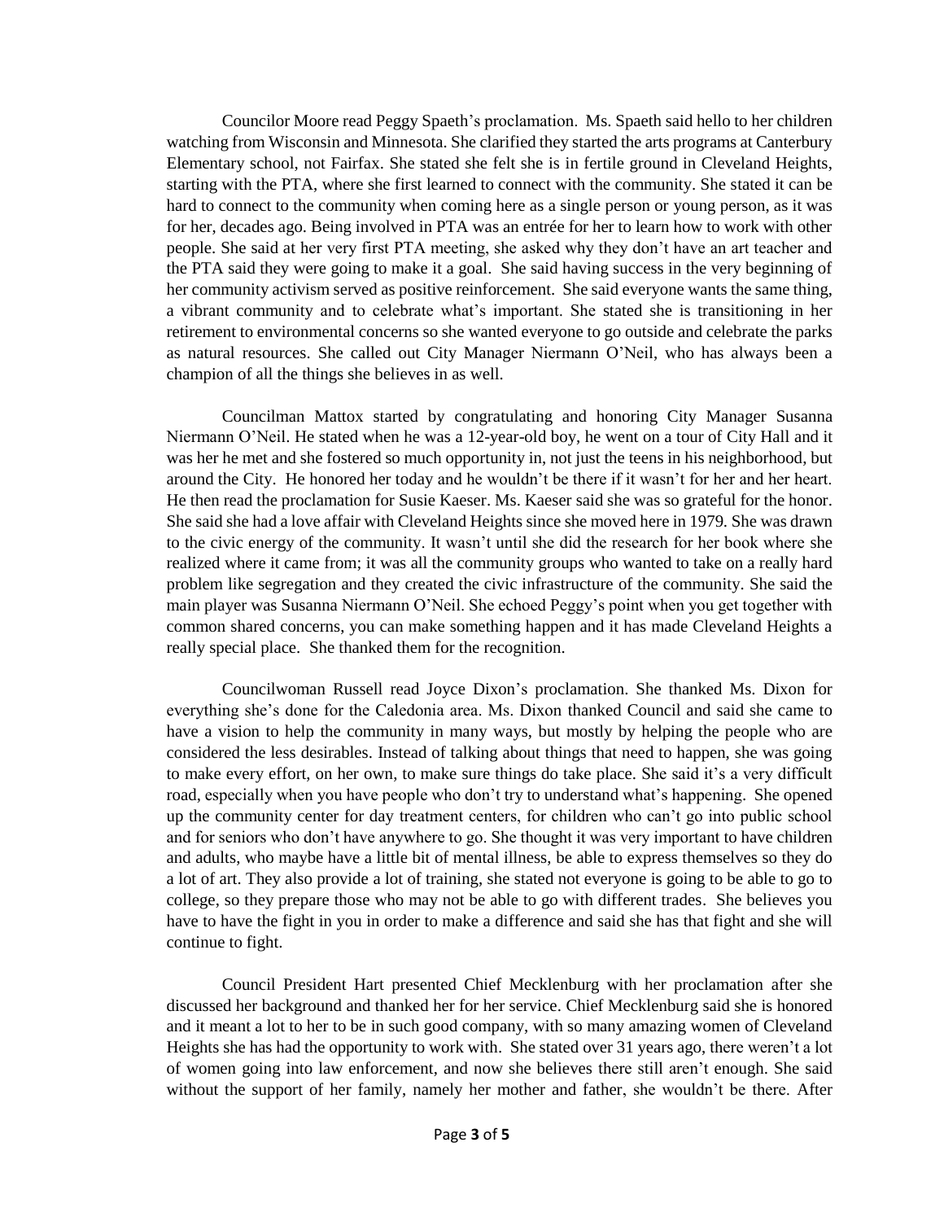Councilor Moore read Peggy Spaeth's proclamation. Ms. Spaeth said hello to her children watching from Wisconsin and Minnesota. She clarified they started the arts programs at Canterbury Elementary school, not Fairfax. She stated she felt she is in fertile ground in Cleveland Heights, starting with the PTA, where she first learned to connect with the community. She stated it can be hard to connect to the community when coming here as a single person or young person, as it was for her, decades ago. Being involved in PTA was an entrée for her to learn how to work with other people. She said at her very first PTA meeting, she asked why they don't have an art teacher and the PTA said they were going to make it a goal. She said having success in the very beginning of her community activism served as positive reinforcement. She said everyone wants the same thing, a vibrant community and to celebrate what's important. She stated she is transitioning in her retirement to environmental concerns so she wanted everyone to go outside and celebrate the parks as natural resources. She called out City Manager Niermann O'Neil, who has always been a champion of all the things she believes in as well.

Councilman Mattox started by congratulating and honoring City Manager Susanna Niermann O'Neil. He stated when he was a 12-year-old boy, he went on a tour of City Hall and it was her he met and she fostered so much opportunity in, not just the teens in his neighborhood, but around the City. He honored her today and he wouldn't be there if it wasn't for her and her heart. He then read the proclamation for Susie Kaeser. Ms. Kaeser said she was so grateful for the honor. She said she had a love affair with Cleveland Heights since she moved here in 1979. She was drawn to the civic energy of the community. It wasn't until she did the research for her book where she realized where it came from; it was all the community groups who wanted to take on a really hard problem like segregation and they created the civic infrastructure of the community. She said the main player was Susanna Niermann O'Neil. She echoed Peggy's point when you get together with common shared concerns, you can make something happen and it has made Cleveland Heights a really special place. She thanked them for the recognition.

Councilwoman Russell read Joyce Dixon's proclamation. She thanked Ms. Dixon for everything she's done for the Caledonia area. Ms. Dixon thanked Council and said she came to have a vision to help the community in many ways, but mostly by helping the people who are considered the less desirables. Instead of talking about things that need to happen, she was going to make every effort, on her own, to make sure things do take place. She said it's a very difficult road, especially when you have people who don't try to understand what's happening. She opened up the community center for day treatment centers, for children who can't go into public school and for seniors who don't have anywhere to go. She thought it was very important to have children and adults, who maybe have a little bit of mental illness, be able to express themselves so they do a lot of art. They also provide a lot of training, she stated not everyone is going to be able to go to college, so they prepare those who may not be able to go with different trades. She believes you have to have the fight in you in order to make a difference and said she has that fight and she will continue to fight.

Council President Hart presented Chief Mecklenburg with her proclamation after she discussed her background and thanked her for her service. Chief Mecklenburg said she is honored and it meant a lot to her to be in such good company, with so many amazing women of Cleveland Heights she has had the opportunity to work with. She stated over 31 years ago, there weren't a lot of women going into law enforcement, and now she believes there still aren't enough. She said without the support of her family, namely her mother and father, she wouldn't be there. After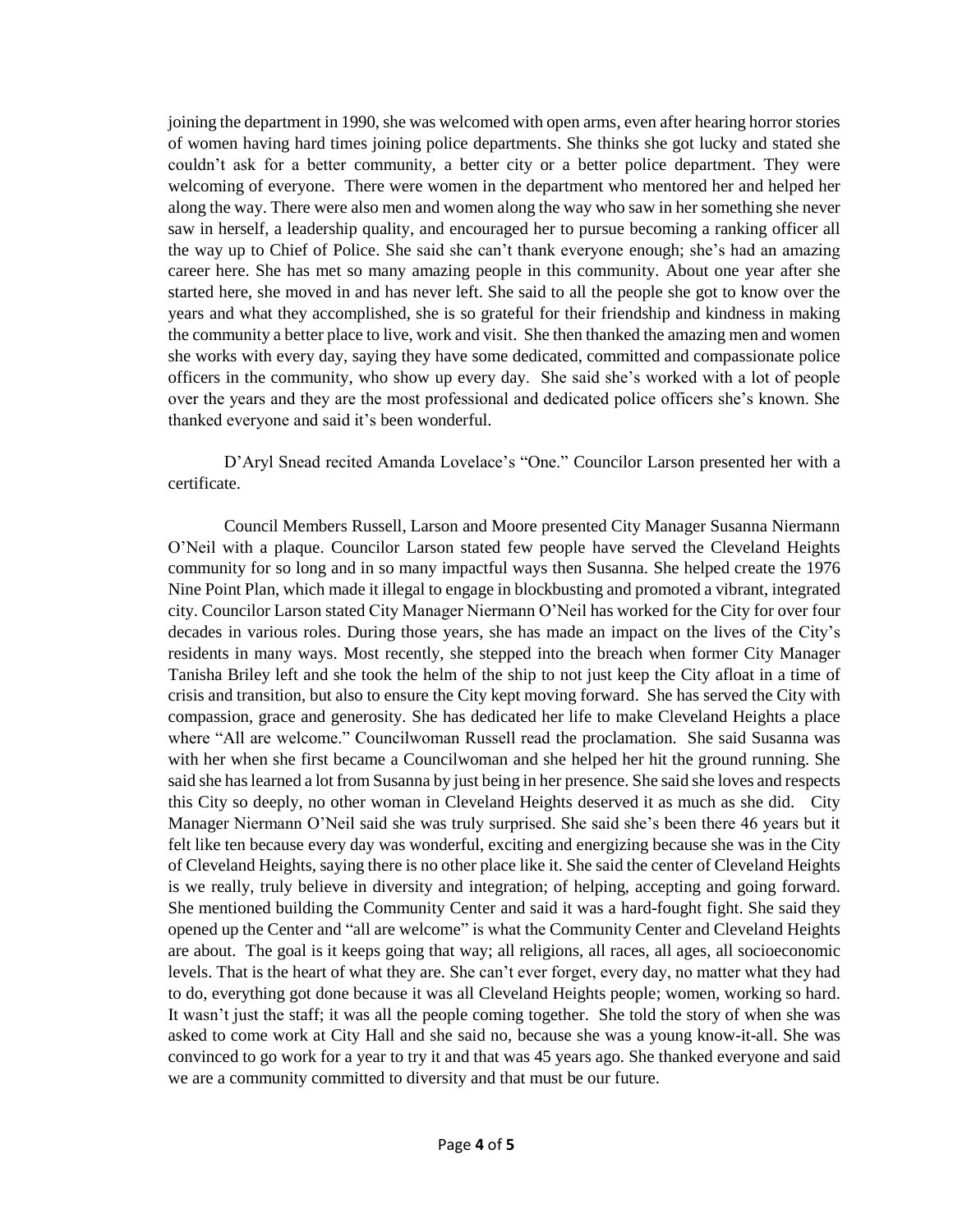joining the department in 1990, she was welcomed with open arms, even after hearing horror stories of women having hard times joining police departments. She thinks she got lucky and stated she couldn't ask for a better community, a better city or a better police department. They were welcoming of everyone. There were women in the department who mentored her and helped her along the way. There were also men and women along the way who saw in her something she never saw in herself, a leadership quality, and encouraged her to pursue becoming a ranking officer all the way up to Chief of Police. She said she can't thank everyone enough; she's had an amazing career here. She has met so many amazing people in this community. About one year after she started here, she moved in and has never left. She said to all the people she got to know over the years and what they accomplished, she is so grateful for their friendship and kindness in making the community a better place to live, work and visit. She then thanked the amazing men and women she works with every day, saying they have some dedicated, committed and compassionate police officers in the community, who show up every day. She said she's worked with a lot of people over the years and they are the most professional and dedicated police officers she's known. She thanked everyone and said it's been wonderful.

D'Aryl Snead recited Amanda Lovelace's "One." Councilor Larson presented her with a certificate.

Council Members Russell, Larson and Moore presented City Manager Susanna Niermann O'Neil with a plaque. Councilor Larson stated few people have served the Cleveland Heights community for so long and in so many impactful ways then Susanna. She helped create the 1976 Nine Point Plan, which made it illegal to engage in blockbusting and promoted a vibrant, integrated city. Councilor Larson stated City Manager Niermann O'Neil has worked for the City for over four decades in various roles. During those years, she has made an impact on the lives of the City's residents in many ways. Most recently, she stepped into the breach when former City Manager Tanisha Briley left and she took the helm of the ship to not just keep the City afloat in a time of crisis and transition, but also to ensure the City kept moving forward. She has served the City with compassion, grace and generosity. She has dedicated her life to make Cleveland Heights a place where "All are welcome." Councilwoman Russell read the proclamation. She said Susanna was with her when she first became a Councilwoman and she helped her hit the ground running. She said she has learned a lot from Susanna by just being in her presence. She said she loves and respects this City so deeply, no other woman in Cleveland Heights deserved it as much as she did. City Manager Niermann O'Neil said she was truly surprised. She said she's been there 46 years but it felt like ten because every day was wonderful, exciting and energizing because she was in the City of Cleveland Heights, saying there is no other place like it. She said the center of Cleveland Heights is we really, truly believe in diversity and integration; of helping, accepting and going forward. She mentioned building the Community Center and said it was a hard-fought fight. She said they opened up the Center and "all are welcome" is what the Community Center and Cleveland Heights are about. The goal is it keeps going that way; all religions, all races, all ages, all socioeconomic levels. That is the heart of what they are. She can't ever forget, every day, no matter what they had to do, everything got done because it was all Cleveland Heights people; women, working so hard. It wasn't just the staff; it was all the people coming together. She told the story of when she was asked to come work at City Hall and she said no, because she was a young know-it-all. She was convinced to go work for a year to try it and that was 45 years ago. She thanked everyone and said we are a community committed to diversity and that must be our future.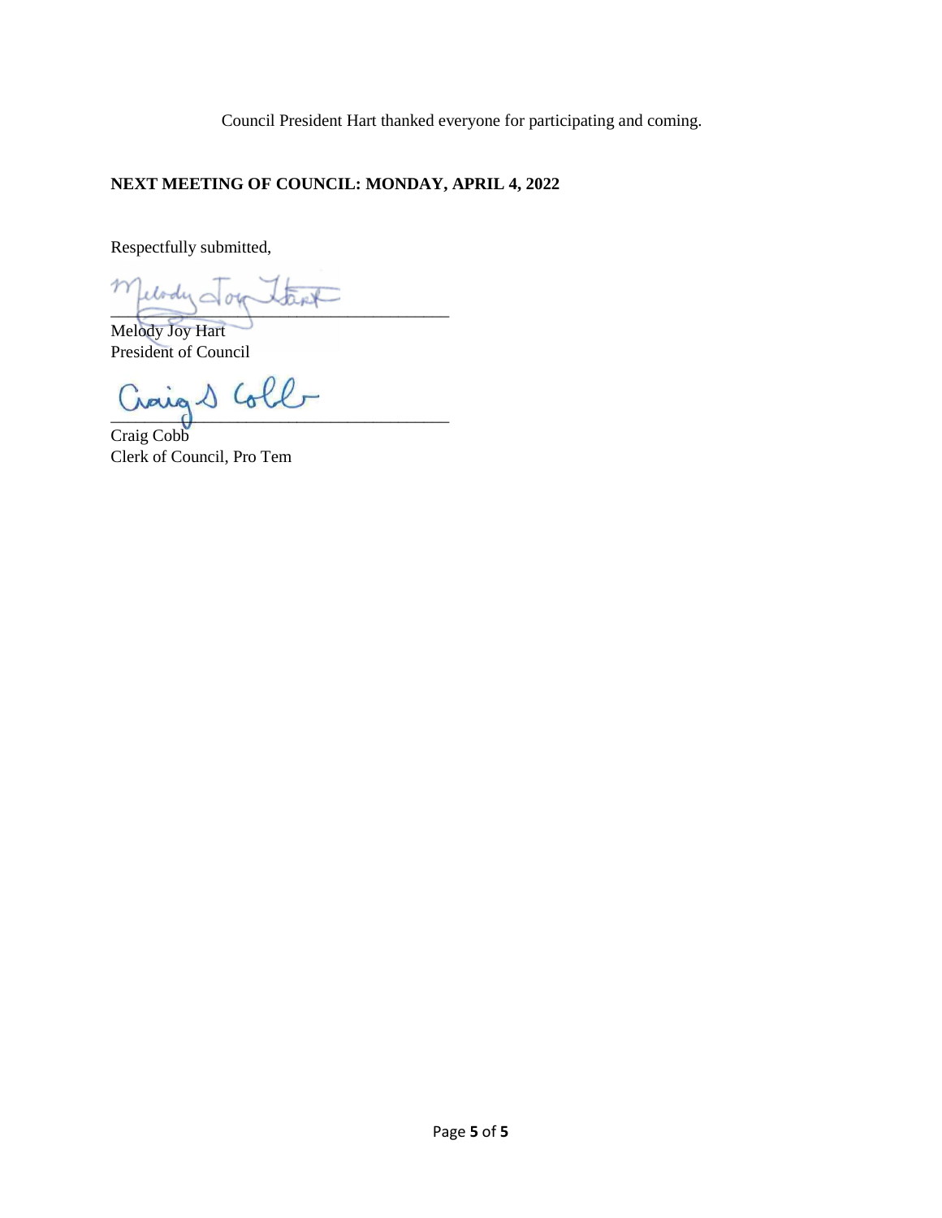Council President Hart thanked everyone for participating and coming.

**NEXT MEETING OF COUNCIL: MONDAY, APRIL 4, 2022**

Respectfully submitted,

Melody Joy Hart
President of Council

Craig Cobb
Clerk of Council, Pro Tem